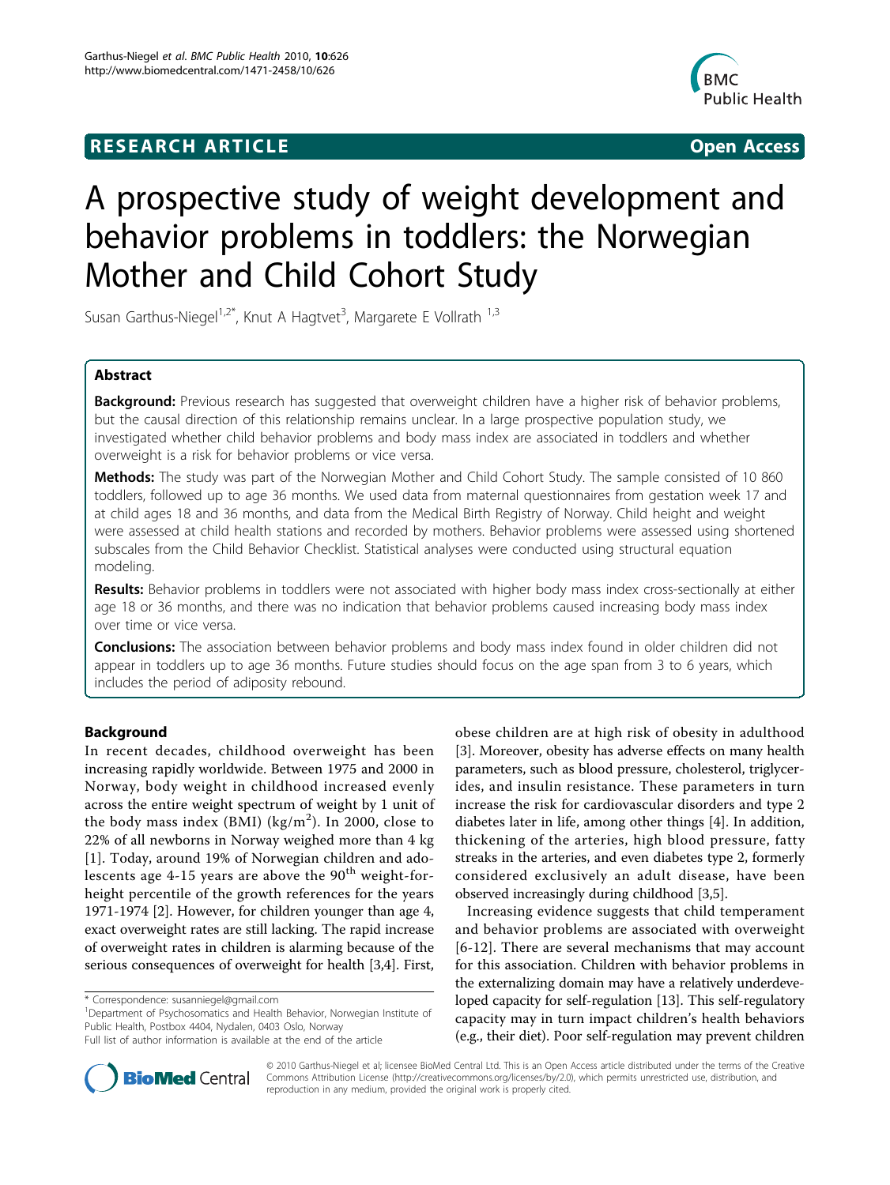**RESEARCH ARTICLE** **Open Access**

# A prospective study of weight development and behavior problems in toddlers: the Norwegian Mother and Child Cohort Study

Susan Garthus-Niegel[1,2*], Knut A Hagtvet[3], Margarete E Vollrath [1,3]

## Abstract

**Background:** Previous research has suggested that overweight children have a higher risk of behavior problems, but the causal direction of this relationship remains unclear. In a large prospective population study, we investigated whether child behavior problems and body mass index are associated in toddlers and whether overweight is a risk for behavior problems or vice versa.

**Methods:** The study was part of the Norwegian Mother and Child Cohort Study. The sample consisted of 10 860 toddlers, followed up to age 36 months. We used data from maternal questionnaires from gestation week 17 and at child ages 18 and 36 months, and data from the Medical Birth Registry of Norway. Child height and weight were assessed at child health stations and recorded by mothers. Behavior problems were assessed using shortened subscales from the Child Behavior Checklist. Statistical analyses were conducted using structural equation modeling.

**Results:** Behavior problems in toddlers were not associated with higher body mass index cross-sectionally at either age 18 or 36 months, and there was no indication that behavior problems caused increasing body mass index over time or vice versa.

**Conclusions:** The association between behavior problems and body mass index found in older children did not appear in toddlers up to age 36 months. Future studies should focus on the age span from 3 to 6 years, which includes the period of adiposity rebound.

## Background

In recent decades, childhood overweight has been increasing rapidly worldwide. Between 1975 and 2000 in Norway, body weight in childhood increased evenly across the entire weight spectrum of weight by 1 unit of the body mass index (BMI) ($kg/m^2$). In 2000, close to 22% of all newborns in Norway weighed more than 4 kg [1]. Today, around 19% of Norwegian children and adolescents age 4-15 years are above the 90[th] weight-for-height percentile of the growth references for the years 1971-1974 [2]. However, for children younger than age 4, exact overweight rates are still lacking. The rapid increase of overweight rates in children is alarming because of the serious consequences of overweight for health [3,4]. First, obese children are at high risk of obesity in adulthood [3]. Moreover, obesity has adverse effects on many health parameters, such as blood pressure, cholesterol, triglycerides, and insulin resistance. These parameters in turn increase the risk for cardiovascular disorders and type 2 diabetes later in life, among other things [4]. In addition, thickening of the arteries, high blood pressure, fatty streaks in the arteries, and even diabetes type 2, formerly considered exclusively an adult disease, have been observed increasingly during childhood [3,5].

Increasing evidence suggests that child temperament and behavior problems are associated with overweight [6-12]. There are several mechanisms that may account for this association. Children with behavior problems in the externalizing domain may have a relatively underdeveloped capacity for self-regulation [13]. This self-regulatory capacity may in turn impact children's health behaviors (e.g., their diet). Poor self-regulation may prevent children

\* Correspondence: susanniegel@gmail.com
[1]Department of Psychosomatics and Health Behavior, Norwegian Institute of Public Health, Postbox 4404, Nydalen, 0403 Oslo, Norway
Full list of author information is available at the end of the article

© 2010 Garthus-Niegel et al; licensee BioMed Central Ltd. This is an Open Access article distributed under the terms of the Creative Commons Attribution License (http://creativecommons.org/licenses/by/2.0), which permits unrestricted use, distribution, and reproduction in any medium, provided the original work is properly cited.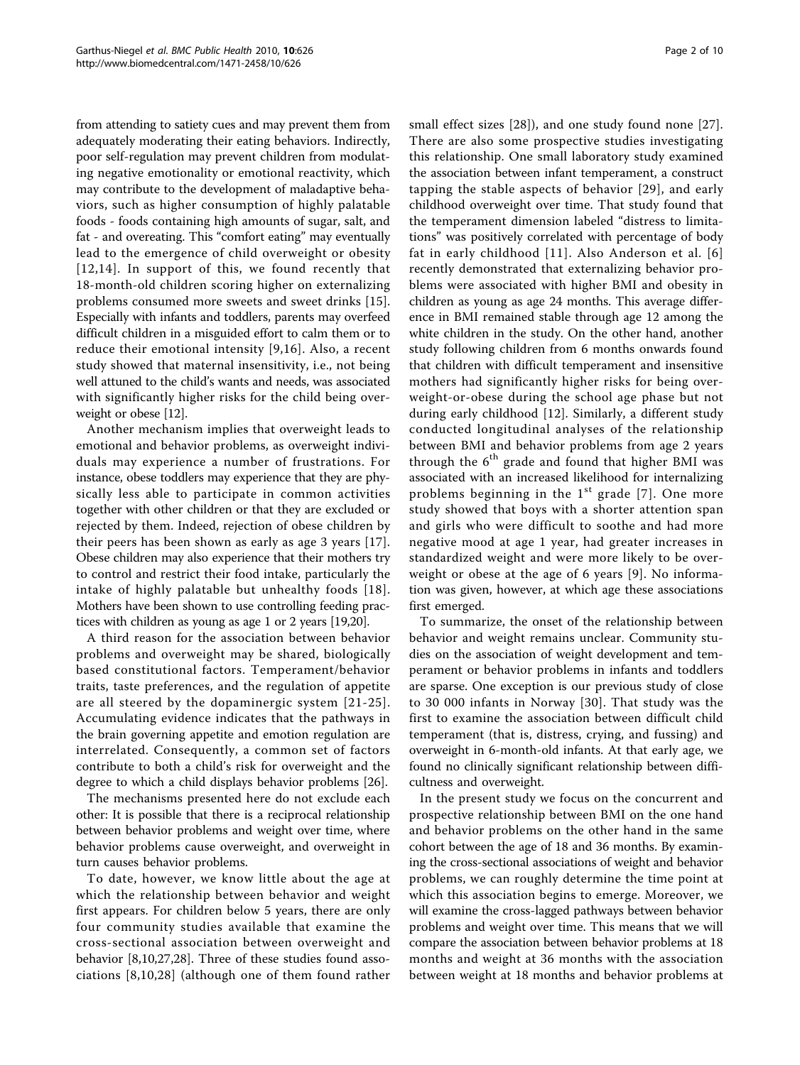from attending to satiety cues and may prevent them from adequately moderating their eating behaviors. Indirectly, poor self-regulation may prevent children from modulating negative emotionality or emotional reactivity, which may contribute to the development of maladaptive behaviors, such as higher consumption of highly palatable foods - foods containing high amounts of sugar, salt, and fat - and overeating. This "comfort eating" may eventually lead to the emergence of child overweight or obesity [12,14]. In support of this, we found recently that 18-month-old children scoring higher on externalizing problems consumed more sweets and sweet drinks [15]. Especially with infants and toddlers, parents may overfeed difficult children in a misguided effort to calm them or to reduce their emotional intensity [9,16]. Also, a recent study showed that maternal insensitivity, i.e., not being well attuned to the child's wants and needs, was associated with significantly higher risks for the child being overweight or obese [12].

Another mechanism implies that overweight leads to emotional and behavior problems, as overweight individuals may experience a number of frustrations. For instance, obese toddlers may experience that they are physically less able to participate in common activities together with other children or that they are excluded or rejected by them. Indeed, rejection of obese children by their peers has been shown as early as age 3 years [17]. Obese children may also experience that their mothers try to control and restrict their food intake, particularly the intake of highly palatable but unhealthy foods [18]. Mothers have been shown to use controlling feeding practices with children as young as age 1 or 2 years [19,20].

A third reason for the association between behavior problems and overweight may be shared, biologically based constitutional factors. Temperament/behavior traits, taste preferences, and the regulation of appetite are all steered by the dopaminergic system [21-25]. Accumulating evidence indicates that the pathways in the brain governing appetite and emotion regulation are interrelated. Consequently, a common set of factors contribute to both a child's risk for overweight and the degree to which a child displays behavior problems [26].

The mechanisms presented here do not exclude each other: It is possible that there is a reciprocal relationship between behavior problems and weight over time, where behavior problems cause overweight, and overweight in turn causes behavior problems.

To date, however, we know little about the age at which the relationship between behavior and weight first appears. For children below 5 years, there are only four community studies available that examine the cross-sectional association between overweight and behavior [8,10,27,28]. Three of these studies found associations [8,10,28] (although one of them found rather small effect sizes [28]), and one study found none [27]. There are also some prospective studies investigating this relationship. One small laboratory study examined the association between infant temperament, a construct tapping the stable aspects of behavior [29], and early childhood overweight over time. That study found that the temperament dimension labeled "distress to limitations" was positively correlated with percentage of body fat in early childhood [11]. Also Anderson et al. [6] recently demonstrated that externalizing behavior problems were associated with higher BMI and obesity in children as young as age 24 months. This average difference in BMI remained stable through age 12 among the white children in the study. On the other hand, another study following children from 6 months onwards found that children with difficult temperament and insensitive mothers had significantly higher risks for being overweight-or-obese during the school age phase but not during early childhood [12]. Similarly, a different study conducted longitudinal analyses of the relationship between BMI and behavior problems from age 2 years through the 6th grade and found that higher BMI was associated with an increased likelihood for internalizing problems beginning in the 1st grade [7]. One more study showed that boys with a shorter attention span and girls who were difficult to soothe and had more negative mood at age 1 year, had greater increases in standardized weight and were more likely to be overweight or obese at the age of 6 years [9]. No information was given, however, at which age these associations first emerged.

To summarize, the onset of the relationship between behavior and weight remains unclear. Community studies on the association of weight development and temperament or behavior problems in infants and toddlers are sparse. One exception is our previous study of close to 30 000 infants in Norway [30]. That study was the first to examine the association between difficult child temperament (that is, distress, crying, and fussing) and overweight in 6-month-old infants. At that early age, we found no clinically significant relationship between difficultness and overweight.

In the present study we focus on the concurrent and prospective relationship between BMI on the one hand and behavior problems on the other hand in the same cohort between the age of 18 and 36 months. By examining the cross-sectional associations of weight and behavior problems, we can roughly determine the time point at which this association begins to emerge. Moreover, we will examine the cross-lagged pathways between behavior problems and weight over time. This means that we will compare the association between behavior problems at 18 months and weight at 36 months with the association between weight at 18 months and behavior problems at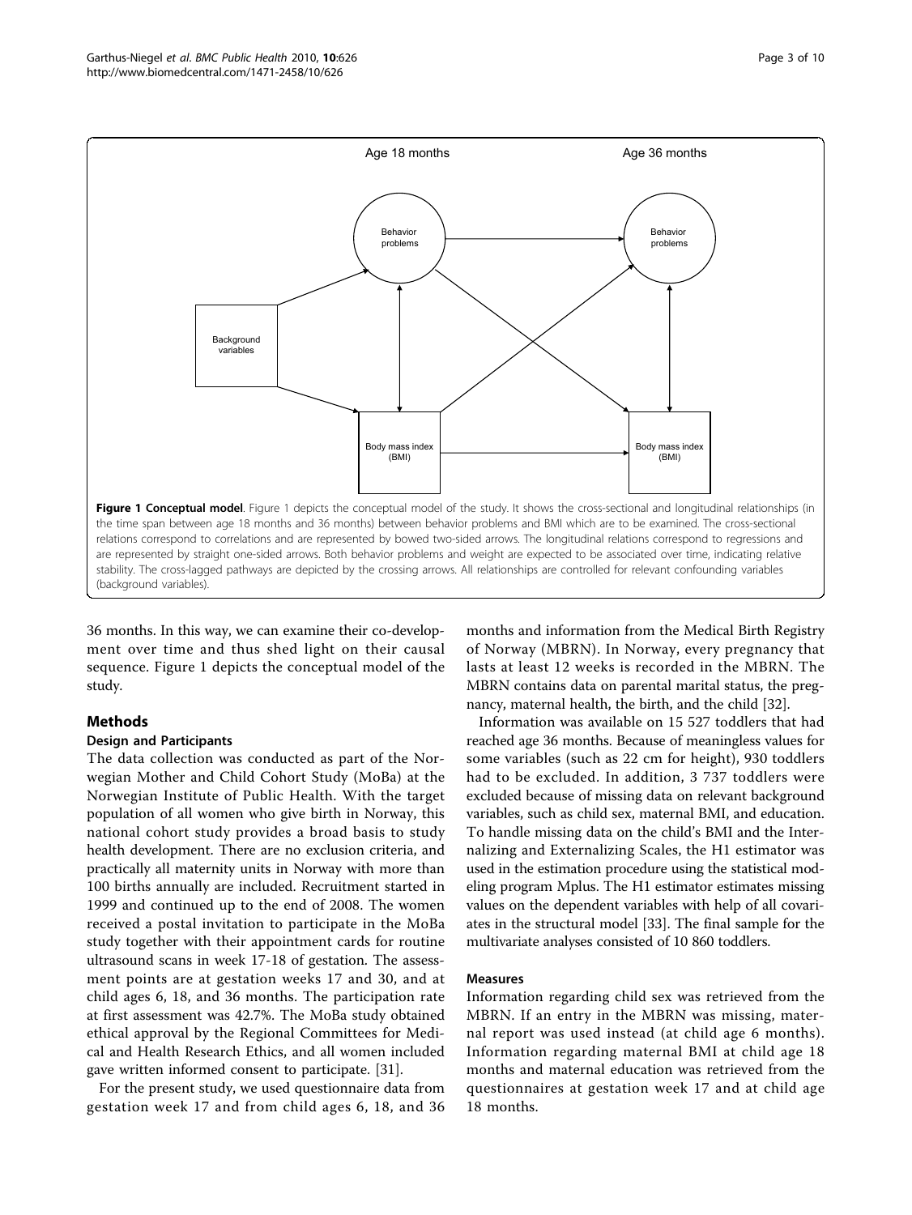**Figure 1 Conceptual model**. Figure 1 depicts the conceptual model of the study. It shows the cross-sectional and longitudinal relationships (in the time span between age 18 months and 36 months) between behavior problems and BMI which are to be examined. The cross-sectional relations correspond to correlations and are represented by bowed two-sided arrows. The longitudinal relations correspond to regressions and are represented by straight one-sided arrows. Both behavior problems and weight are expected to be associated over time, indicating relative stability. The cross-lagged pathways are depicted by the crossing arrows. All relationships are controlled for relevant confounding variables (background variables).

36 months. In this way, we can examine their co-development over time and thus shed light on their causal sequence. Figure 1 depicts the conceptual model of the study.

## Methods

### Design and Participants

The data collection was conducted as part of the Norwegian Mother and Child Cohort Study (MoBa) at the Norwegian Institute of Public Health. With the target population of all women who give birth in Norway, this national cohort study provides a broad basis to study health development. There are no exclusion criteria, and practically all maternity units in Norway with more than 100 births annually are included. Recruitment started in 1999 and continued up to the end of 2008. The women received a postal invitation to participate in the MoBa study together with their appointment cards for routine ultrasound scans in week 17-18 of gestation. The assessment points are at gestation weeks 17 and 30, and at child ages 6, 18, and 36 months. The participation rate at first assessment was 42.7%. The MoBa study obtained ethical approval by the Regional Committees for Medical and Health Research Ethics, and all women included gave written informed consent to participate. [31].

For the present study, we used questionnaire data from gestation week 17 and from child ages 6, 18, and 36 months and information from the Medical Birth Registry of Norway (MBRN). In Norway, every pregnancy that lasts at least 12 weeks is recorded in the MBRN. The MBRN contains data on parental marital status, the pregnancy, maternal health, the birth, and the child [32].

Information was available on 15 527 toddlers that had reached age 36 months. Because of meaningless values for some variables (such as 22 cm for height), 930 toddlers had to be excluded. In addition, 3 737 toddlers were excluded because of missing data on relevant background variables, such as child sex, maternal BMI, and education. To handle missing data on the child's BMI and the Internalizing and Externalizing Scales, the H1 estimator was used in the estimation procedure using the statistical modeling program Mplus. The H1 estimator estimates missing values on the dependent variables with help of all covariates in the structural model [33]. The final sample for the multivariate analyses consisted of 10 860 toddlers.

### Measures

Information regarding child sex was retrieved from the MBRN. If an entry in the MBRN was missing, maternal report was used instead (at child age 6 months). Information regarding maternal BMI at child age 18 months and maternal education was retrieved from the questionnaires at gestation week 17 and at child age 18 months.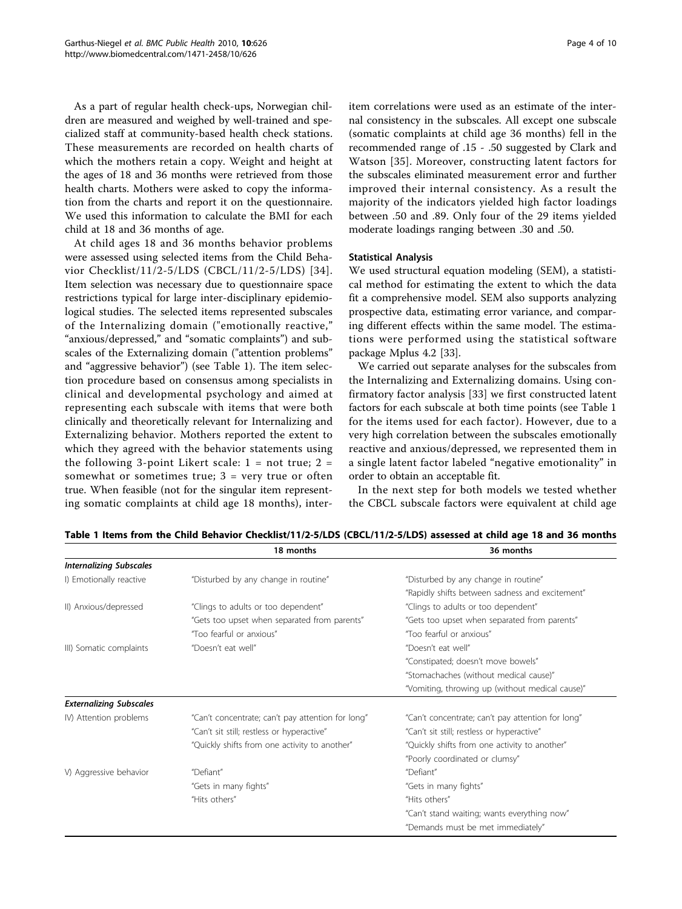As a part of regular health check-ups, Norwegian children are measured and weighed by well-trained and specialized staff at community-based health check stations. These measurements are recorded on health charts of which the mothers retain a copy. Weight and height at the ages of 18 and 36 months were retrieved from those health charts. Mothers were asked to copy the information from the charts and report it on the questionnaire. We used this information to calculate the BMI for each child at 18 and 36 months of age.

At child ages 18 and 36 months behavior problems were assessed using selected items from the Child Behavior Checklist/11/2-5/LDS (CBCL/11/2-5/LDS) [34]. Item selection was necessary due to questionnaire space restrictions typical for large inter-disciplinary epidemiological studies. The selected items represented subscales of the Internalizing domain ("emotionally reactive," "anxious/depressed," and "somatic complaints") and subscales of the Externalizing domain ("attention problems" and "aggressive behavior") (see Table 1). The item selection procedure based on consensus among specialists in clinical and developmental psychology and aimed at representing each subscale with items that were both clinically and theoretically relevant for Internalizing and Externalizing behavior. Mothers reported the extent to which they agreed with the behavior statements using the following 3-point Likert scale: 1 = not true; 2 = somewhat or sometimes true; 3 = very true or often true. When feasible (not for the singular item representing somatic complaints at child age 18 months), inter-item correlations were used as an estimate of the internal consistency in the subscales. All except one subscale (somatic complaints at child age 36 months) fell in the recommended range of .15 - .50 suggested by Clark and Watson [35]. Moreover, constructing latent factors for the subscales eliminated measurement error and further improved their internal consistency. As a result the majority of the indicators yielded high factor loadings between .50 and .89. Only four of the 29 items yielded moderate loadings ranging between .30 and .50.

### Statistical Analysis

We used structural equation modeling (SEM), a statistical method for estimating the extent to which the data fit a comprehensive model. SEM also supports analyzing prospective data, estimating error variance, and comparing different effects within the same model. The estimations were performed using the statistical software package Mplus 4.2 [33].

We carried out separate analyses for the subscales from the Internalizing and Externalizing domains. Using confirmatory factor analysis [33] we first constructed latent factors for each subscale at both time points (see Table 1 for the items used for each factor). However, due to a very high correlation between the subscales emotionally reactive and anxious/depressed, we represented them in a single latent factor labeled "negative emotionality" in order to obtain an acceptable fit.

In the next step for both models we tested whether the CBCL subscale factors were equivalent at child age

**Table 1 Items from the Child Behavior Checklist/11/2-5/LDS (CBCL/11/2-5/LDS) assessed at child age 18 and 36 months**

| | 18 months | 36 months |
|---|---|---|
| ***Internalizing Subscales*** | | |
| I) Emotionally reactive | "Disturbed by any change in routine" | "Disturbed by any change in routine" |
| | | "Rapidly shifts between sadness and excitement" |
| II) Anxious/depressed | "Clings to adults or too dependent" | "Clings to adults or too dependent" |
| | "Gets too upset when separated from parents" | "Gets too upset when separated from parents" |
| | "Too fearful or anxious" | "Too fearful or anxious" |
| III) Somatic complaints | "Doesn't eat well" | "Doesn't eat well" |
| | | "Constipated; doesn't move bowels" |
| | | "Stomachaches (without medical cause)" |
| | | "Vomiting, throwing up (without medical cause)" |
| ***Externalizing Subscales*** | | |
| IV) Attention problems | "Can't concentrate; can't pay attention for long" | "Can't concentrate; can't pay attention for long" |
| | "Can't sit still; restless or hyperactive" | "Can't sit still; restless or hyperactive" |
| | "Quickly shifts from one activity to another" | "Quickly shifts from one activity to another" |
| | | "Poorly coordinated or clumsy" |
| V) Aggressive behavior | "Defiant" | "Defiant" |
| | "Gets in many fights" | "Gets in many fights" |
| | "Hits others" | "Hits others" |
| | | "Can't stand waiting; wants everything now" |
| | | "Demands must be met immediately" |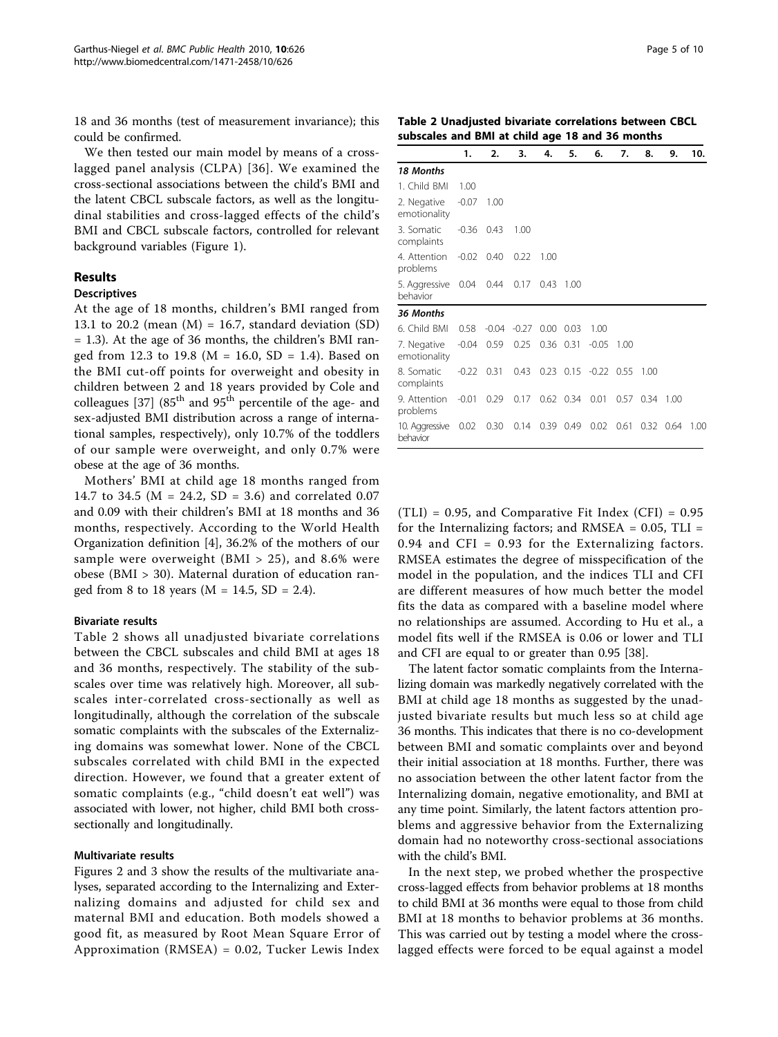18 and 36 months (test of measurement invariance); this could be confirmed.

We then tested our main model by means of a cross-lagged panel analysis (CLPA) [36]. We examined the cross-sectional associations between the child's BMI and the latent CBCL subscale factors, as well as the longitudinal stabilities and cross-lagged effects of the child's BMI and CBCL subscale factors, controlled for relevant background variables (Figure 1).

## Results

### Descriptives

At the age of 18 months, children's BMI ranged from 13.1 to 20.2 (mean (M) = 16.7, standard deviation (SD) = 1.3). At the age of 36 months, the children's BMI ranged from 12.3 to 19.8 (M = 16.0, SD = 1.4). Based on the BMI cut-off points for overweight and obesity in children between 2 and 18 years provided by Cole and colleagues [37] (85[th] and 95[th] percentile of the age- and sex-adjusted BMI distribution across a range of international samples, respectively), only 10.7% of the toddlers of our sample were overweight, and only 0.7% were obese at the age of 36 months.

Mothers' BMI at child age 18 months ranged from 14.7 to 34.5 (M = 24.2, SD = 3.6) and correlated 0.07 and 0.09 with their children's BMI at 18 months and 36 months, respectively. According to the World Health Organization definition [4], 36.2% of the mothers of our sample were overweight (BMI > 25), and 8.6% were obese (BMI > 30). Maternal duration of education ranged from 8 to 18 years (M = 14.5, SD = 2.4).

### Bivariate results

Table 2 shows all unadjusted bivariate correlations between the CBCL subscales and child BMI at ages 18 and 36 months, respectively. The stability of the subscales over time was relatively high. Moreover, all subscales inter-correlated cross-sectionally as well as longitudinally, although the correlation of the subscale somatic complaints with the subscales of the Externalizing domains was somewhat lower. None of the CBCL subscales correlated with child BMI in the expected direction. However, we found that a greater extent of somatic complaints (e.g., "child doesn't eat well") was associated with lower, not higher, child BMI both cross-sectionally and longitudinally.

### Multivariate results

Figures 2 and 3 show the results of the multivariate analyses, separated according to the Internalizing and Externalizing domains and adjusted for child sex and maternal BMI and education. Both models showed a good fit, as measured by Root Mean Square Error of Approximation (RMSEA) = 0.02, Tucker Lewis Index (TLI) = 0.95, and Comparative Fit Index (CFI) = 0.95 for the Internalizing factors; and RMSEA = 0.05, TLI = 0.94 and CFI = 0.93 for the Externalizing factors. RMSEA estimates the degree of misspecification of the model in the population, and the indices TLI and CFI are different measures of how much better the model fits the data as compared with a baseline model where no relationships are assumed. According to Hu et al., a model fits well if the RMSEA is 0.06 or lower and TLI and CFI are equal to or greater than 0.95 [38].

The latent factor somatic complaints from the Internalizing domain was markedly negatively correlated with the BMI at child age 18 months as suggested by the unadjusted bivariate results but much less so at child age 36 months. This indicates that there is no co-development between BMI and somatic complaints over and beyond their initial association at 18 months. Further, there was no association between the other latent factor from the Internalizing domain, negative emotionality, and BMI at any time point. Similarly, the latent factors attention problems and aggressive behavior from the Externalizing domain had no noteworthy cross-sectional associations with the child's BMI.

In the next step, we probed whether the prospective cross-lagged effects from behavior problems at 18 months to child BMI at 36 months were equal to those from child BMI at 18 months to behavior problems at 36 months. This was carried out by testing a model where the cross-lagged effects were forced to be equal against a model

**Table 2 Unadjusted bivariate correlations between CBCL subscales and BMI at child age 18 and 36 months**

| | 1. | 2. | 3. | 4. | 5. | 6. | 7. | 8. | 9. | 10. |
|---|---|---|---|---|---|---|---|---|---|---|
| ***18 Months*** | | | | | | | | | | |
| 1. Child BMI | 1.00 | | | | | | | | | |
| 2. Negative emotionality | -0.07 | 1.00 | | | | | | | | |
| 3. Somatic complaints | -0.36 | 0.43 | 1.00 | | | | | | | |
| 4. Attention problems | -0.02 | 0.40 | 0.22 | 1.00 | | | | | | |
| 5. Aggressive behavior | 0.04 | 0.44 | 0.17 | 0.43 | 1.00 | | | | | |
| ***36 Months*** | | | | | | | | | | |
| 6. Child BMI | 0.58 | -0.04 | -0.27 | 0.00 | 0.03 | 1.00 | | | | |
| 7. Negative emotionality | -0.04 | 0.59 | 0.25 | 0.36 | 0.31 | -0.05 | 1.00 | | | |
| 8. Somatic complaints | -0.22 | 0.31 | 0.43 | 0.23 | 0.15 | -0.22 | 0.55 | 1.00 | | |
| 9. Attention problems | -0.01 | 0.29 | 0.17 | 0.62 | 0.34 | 0.01 | 0.57 | 0.34 | 1.00 | |
| 10. Aggressive behavior | 0.02 | 0.30 | 0.14 | 0.39 | 0.49 | 0.02 | 0.61 | 0.32 | 0.64 | 1.00 |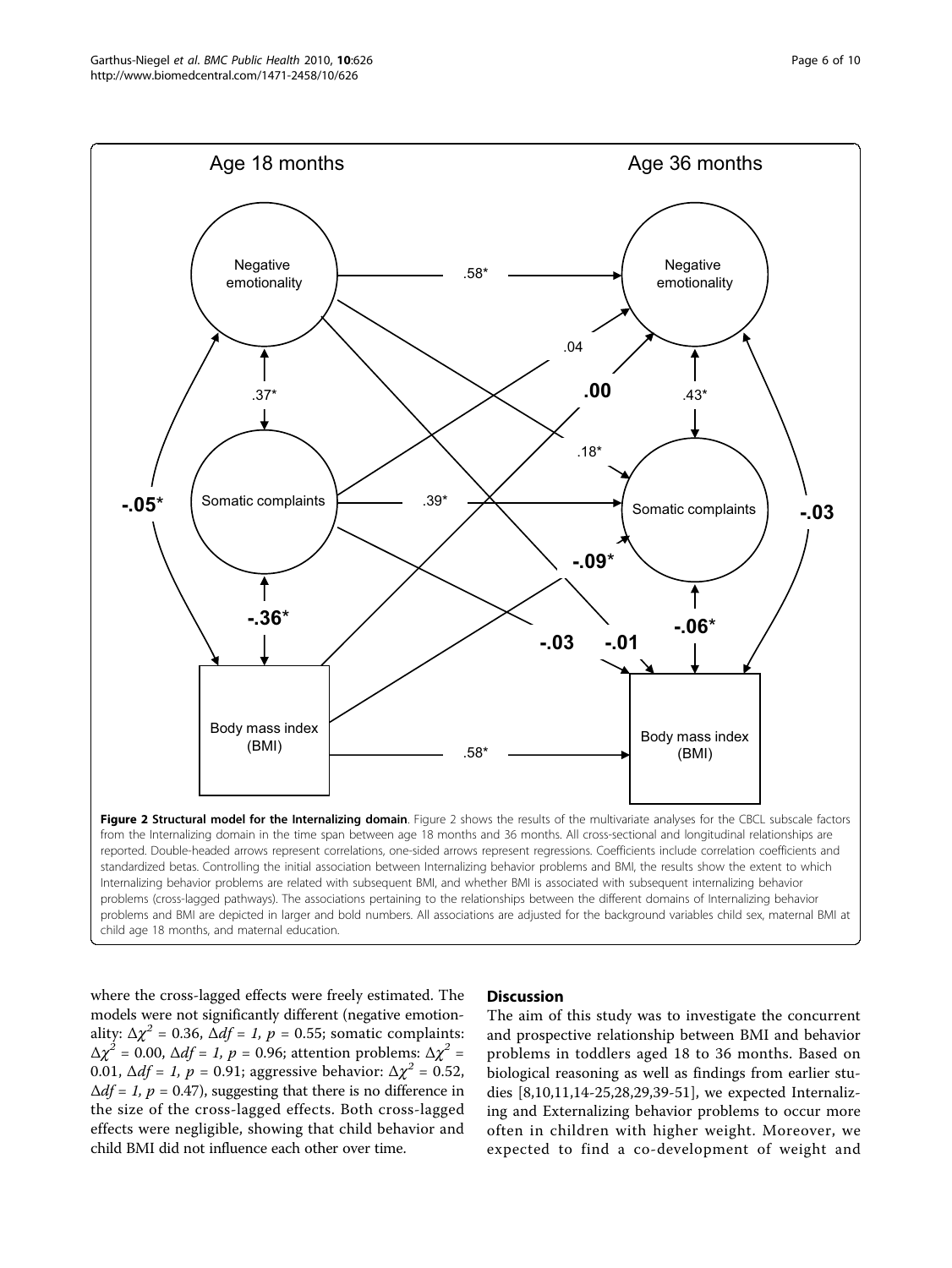**Figure 2 Structural model for the Internalizing domain**. Figure 2 shows the results of the multivariate analyses for the CBCL subscale factors from the Internalizing domain in the time span between age 18 months and 36 months. All cross-sectional and longitudinal relationships are reported. Double-headed arrows represent correlations, one-sided arrows represent regressions. Coefficients include correlation coefficients and standardized betas. Controlling the initial association between Internalizing behavior problems and BMI, the results show the extent to which Internalizing behavior problems are related with subsequent BMI, and whether BMI is associated with subsequent internalizing behavior problems (cross-lagged pathways). The associations pertaining to the relationships between the different domains of Internalizing behavior problems and BMI are depicted in larger and bold numbers. All associations are adjusted for the background variables child sex, maternal BMI at child age 18 months, and maternal education.

where the cross-lagged effects were freely estimated. The models were not significantly different (negative emotionality: $\Delta\chi^2 = 0.36$, $\Delta df = 1$, $p = 0.55$; somatic complaints: $\Delta\chi^2 = 0.00$, $\Delta df = 1$, $p = 0.96$; attention problems: $\Delta\chi^2 = 0.01$, $\Delta df = 1$, $p = 0.91$; aggressive behavior: $\Delta\chi^2 = 0.52$, $\Delta df = 1$, $p = 0.47$), suggesting that there is no difference in the size of the cross-lagged effects. Both cross-lagged effects were negligible, showing that child behavior and child BMI did not influence each other over time.

## Discussion

The aim of this study was to investigate the concurrent and prospective relationship between BMI and behavior problems in toddlers aged 18 to 36 months. Based on biological reasoning as well as findings from earlier studies [8,10,11,14-25,28,29,39-51], we expected Internalizing and Externalizing behavior problems to occur more often in children with higher weight. Moreover, we expected to find a co-development of weight and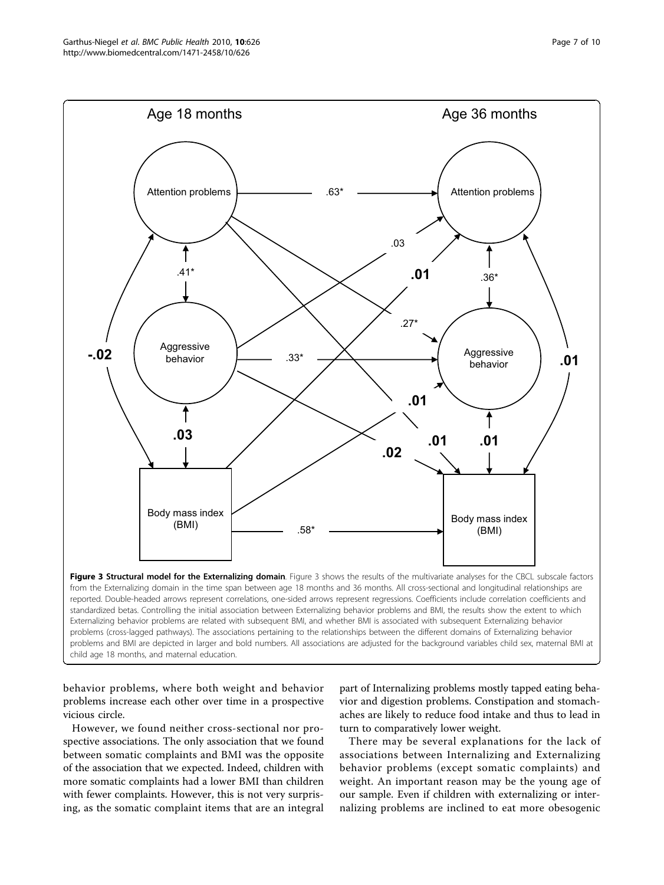**Figure 3 Structural model for the Externalizing domain**. Figure 3 shows the results of the multivariate analyses for the CBCL subscale factors from the Externalizing domain in the time span between age 18 months and 36 months. All cross-sectional and longitudinal relationships are reported. Double-headed arrows represent correlations, one-sided arrows represent regressions. Coefficients include correlation coefficients and standardized betas. Controlling the initial association between Externalizing behavior problems and BMI, the results show the extent to which Externalizing behavior problems are related with subsequent BMI, and whether BMI is associated with subsequent Externalizing behavior problems (cross-lagged pathways). The associations pertaining to the relationships between the different domains of Externalizing behavior problems and BMI are depicted in larger and bold numbers. All associations are adjusted for the background variables child sex, maternal BMI at child age 18 months, and maternal education.

behavior problems, where both weight and behavior problems increase each other over time in a prospective vicious circle.

However, we found neither cross-sectional nor prospective associations. The only association that we found between somatic complaints and BMI was the opposite of the association that we expected. Indeed, children with more somatic complaints had a lower BMI than children with fewer complaints. However, this is not very surprising, as the somatic complaint items that are an integral part of Internalizing problems mostly tapped eating behavior and digestion problems. Constipation and stomachaches are likely to reduce food intake and thus to lead in turn to comparatively lower weight.

There may be several explanations for the lack of associations between Internalizing and Externalizing behavior problems (except somatic complaints) and weight. An important reason may be the young age of our sample. Even if children with externalizing or internalizing problems are inclined to eat more obesogenic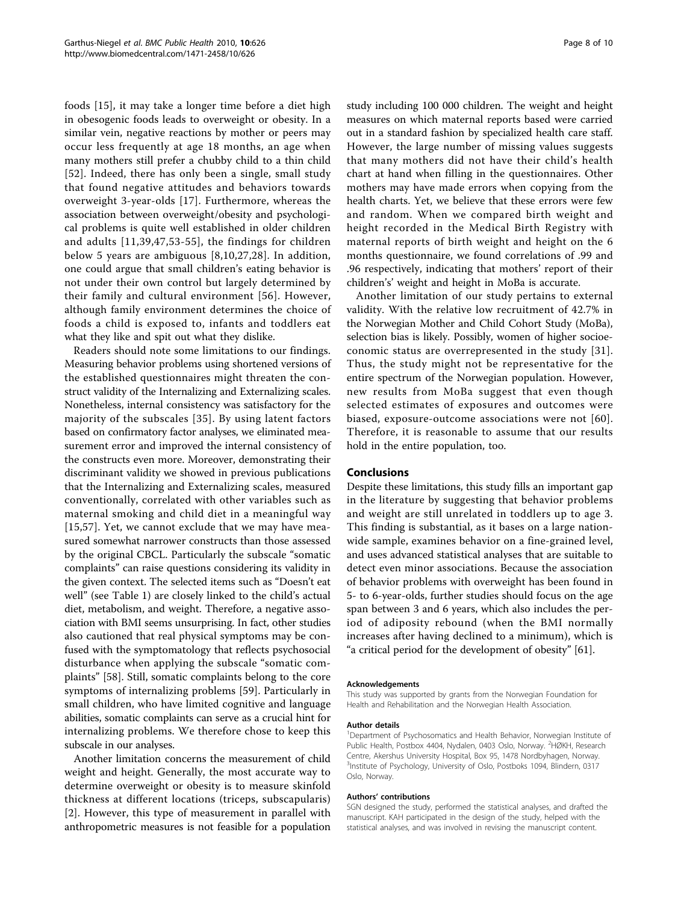foods [15], it may take a longer time before a diet high in obesogenic foods leads to overweight or obesity. In a similar vein, negative reactions by mother or peers may occur less frequently at age 18 months, an age when many mothers still prefer a chubby child to a thin child [52]. Indeed, there has only been a single, small study that found negative attitudes and behaviors towards overweight 3-year-olds [17]. Furthermore, whereas the association between overweight/obesity and psychological problems is quite well established in older children and adults [11,39,47,53-55], the findings for children below 5 years are ambiguous [8,10,27,28]. In addition, one could argue that small children's eating behavior is not under their own control but largely determined by their family and cultural environment [56]. However, although family environment determines the choice of foods a child is exposed to, infants and toddlers eat what they like and spit out what they dislike.

Readers should note some limitations to our findings. Measuring behavior problems using shortened versions of the established questionnaires might threaten the construct validity of the Internalizing and Externalizing scales. Nonetheless, internal consistency was satisfactory for the majority of the subscales [35]. By using latent factors based on confirmatory factor analyses, we eliminated measurement error and improved the internal consistency of the constructs even more. Moreover, demonstrating their discriminant validity we showed in previous publications that the Internalizing and Externalizing scales, measured conventionally, correlated with other variables such as maternal smoking and child diet in a meaningful way [15,57]. Yet, we cannot exclude that we may have measured somewhat narrower constructs than those assessed by the original CBCL. Particularly the subscale "somatic complaints" can raise questions considering its validity in the given context. The selected items such as "Doesn't eat well" (see Table 1) are closely linked to the child's actual diet, metabolism, and weight. Therefore, a negative association with BMI seems unsurprising. In fact, other studies also cautioned that real physical symptoms may be confused with the symptomatology that reflects psychosocial disturbance when applying the subscale "somatic complaints" [58]. Still, somatic complaints belong to the core symptoms of internalizing problems [59]. Particularly in small children, who have limited cognitive and language abilities, somatic complaints can serve as a crucial hint for internalizing problems. We therefore chose to keep this subscale in our analyses.

Another limitation concerns the measurement of child weight and height. Generally, the most accurate way to determine overweight or obesity is to measure skinfold thickness at different locations (triceps, subscapularis) [2]. However, this type of measurement in parallel with anthropometric measures is not feasible for a population study including 100 000 children. The weight and height measures on which maternal reports based were carried out in a standard fashion by specialized health care staff. However, the large number of missing values suggests that many mothers did not have their child's health chart at hand when filling in the questionnaires. Other mothers may have made errors when copying from the health charts. Yet, we believe that these errors were few and random. When we compared birth weight and height recorded in the Medical Birth Registry with maternal reports of birth weight and height on the 6 months questionnaire, we found correlations of .99 and .96 respectively, indicating that mothers' report of their childrens' weight and height in MoBa is accurate.

Another limitation of our study pertains to external validity. With the relative low recruitment of 42.7% in the Norwegian Mother and Child Cohort Study (MoBa), selection bias is likely. Possibly, women of higher socioeconomic status are overrepresented in the study [31]. Thus, the study might not be representative for the entire spectrum of the Norwegian population. However, new results from MoBa suggest that even though selected estimates of exposures and outcomes were biased, exposure-outcome associations were not [60]. Therefore, it is reasonable to assume that our results hold in the entire population, too.

## Conclusions

Despite these limitations, this study fills an important gap in the literature by suggesting that behavior problems and weight are still unrelated in toddlers up to age 3. This finding is substantial, as it bases on a large nationwide sample, examines behavior on a fine-grained level, and uses advanced statistical analyses that are suitable to detect even minor associations. Because the association of behavior problems with overweight has been found in 5- to 6-year-olds, further studies should focus on the age span between 3 and 6 years, which also includes the period of adiposity rebound (when the BMI normally increases after having declined to a minimum), which is "a critical period for the development of obesity" [61].

#### Acknowledgements

This study was supported by grants from the Norwegian Foundation for Health and Rehabilitation and the Norwegian Health Association.

#### Author details

[1]Department of Psychosomatics and Health Behavior, Norwegian Institute of Public Health, Postbox 4404, Nydalen, 0403 Oslo, Norway. [2]HØKH, Research Centre, Akershus University Hospital, Box 95, 1478 Nordbyhagen, Norway. [3]Institute of Psychology, University of Oslo, Postboks 1094, Blindern, 0317 Oslo, Norway.

#### Authors' contributions

SGN designed the study, performed the statistical analyses, and drafted the manuscript. KAH participated in the design of the study, helped with the statistical analyses, and was involved in revising the manuscript content.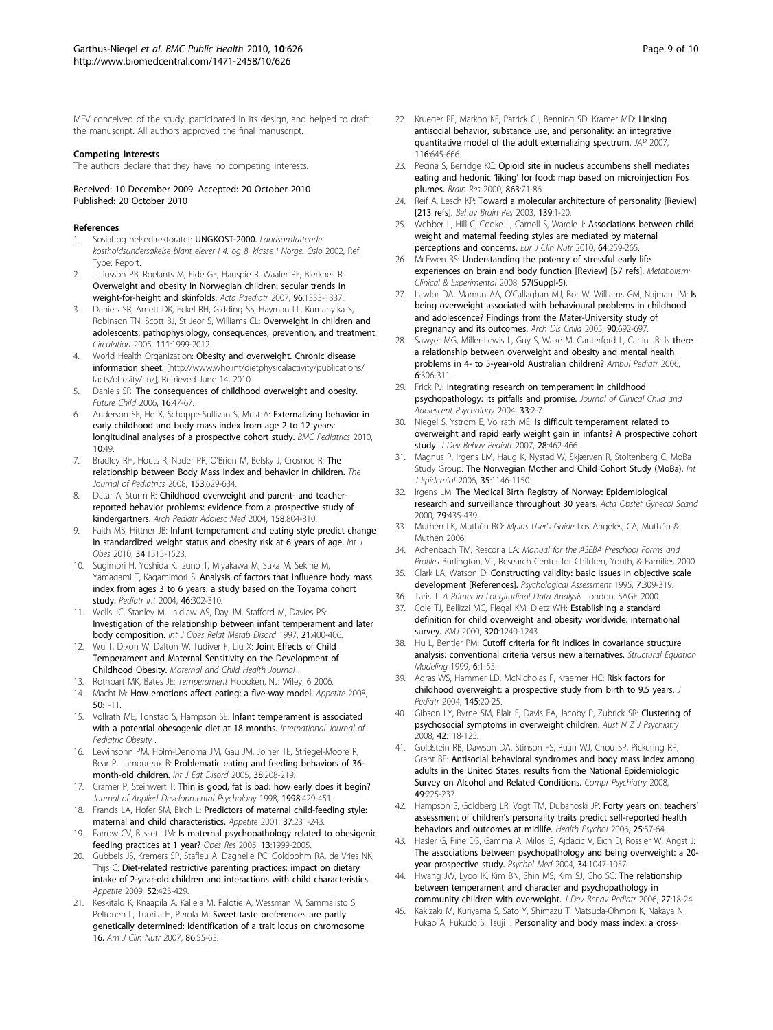MEV conceived of the study, participated in its design, and helped to draft the manuscript. All authors approved the final manuscript.

#### Competing interests

The authors declare that they have no competing interests.

Received: 10 December 2009 Accepted: 20 October 2010
Published: 20 October 2010

#### References

1. Sosial og helsedirektoratet: **UNGKOST-2000.** *Landsomfattende kostholdsundersøkelse blant elever i 4. og 8. klasse i Norge. Oslo* 2002, Ref Type: Report.
2. Juliusson PB, Roelants M, Eide GE, Hauspie R, Waaler PE, Bjerknes R: **Overweight and obesity in Norwegian children: secular trends in weight-for-height and skinfolds.** *Acta Paediatr* 2007, **96**:1333-1337.
3. Daniels SR, Arnett DK, Eckel RH, Gidding SS, Hayman LL, Kumanyika S, Robinson TN, Scott BJ, St Jeor S, Williams CL: **Overweight in children and adolescents: pathophysiology, consequences, prevention, and treatment.** *Circulation* 2005, **111**:1999-2012.
4. World Health Organization: **Obesity and overweight. Chronic disease information sheet.** [http://www.who.int/dietphysicalactivity/publications/facts/obesity/en/], Retrieved June 14, 2010.
5. Daniels SR: **The consequences of childhood overweight and obesity.** *Future Child* 2006, **16**:47-67.
6. Anderson SE, He X, Schoppe-Sullivan S, Must A: **Externalizing behavior in early childhood and body mass index from age 2 to 12 years: longitudinal analyses of a prospective cohort study.** *BMC Pediatrics* 2010, **10**:49.
7. Bradley RH, Houts R, Nader PR, O'Brien M, Belsky J, Crosnoe R: **The relationship between Body Mass Index and behavior in children.** *The Journal of Pediatrics* 2008, **153**:629-634.
8. Datar A, Sturm R: **Childhood overweight and parent- and teacher-reported behavior problems: evidence from a prospective study of kindergartners.** *Arch Pediatr Adolesc Med* 2004, **158**:804-810.
9. Faith MS, Hittner JB: **Infant temperament and eating style predict change in standardized weight status and obesity risk at 6 years of age.** *Int J Obes* 2010, **34**:1515-1523.
10. Sugimori H, Yoshida K, Izuno T, Miyakawa M, Suka M, Sekine M, Yamagami T, Kagamimori S: **Analysis of factors that influence body mass index from ages 3 to 6 years: a study based on the Toyama cohort study.** *Pediatr Int* 2004, **46**:302-310.
11. Wells JC, Stanley M, Laidlaw AS, Day JM, Stafford M, Davies PS: **Investigation of the relationship between infant temperament and later body composition.** *Int J Obes Relat Metab Disord* 1997, **21**:400-406.
12. Wu T, Dixon W, Dalton W, Tudiver F, Liu X: **Joint Effects of Child Temperament and Maternal Sensitivity on the Development of Childhood Obesity.** *Maternal and Child Health Journal* .
13. Rothbart MK, Bates JE: *Temperament* Hoboken, NJ: Wiley, 6 2006.
14. Macht M: **How emotions affect eating: a five-way model.** *Appetite* 2008, **50**:1-11.
15. Vollrath ME, Tonstad S, Hampson SE: **Infant temperament is associated with a potential obesogenic diet at 18 months.** *International Journal of Pediatric Obesity* .
16. Lewinsohn PM, Holm-Denoma JM, Gau JM, Joiner TE, Striegel-Moore R, Bear P, Lamoureux B: **Problematic eating and feeding behaviors of 36-month-old children.** *Int J Eat Disord* 2005, **38**:208-219.
17. Cramer P, Steinwert T: **Thin is good, fat is bad: how early does it begin?** *Journal of Applied Developmental Psychology* 1998, **1998**:429-451.
18. Francis LA, Hofer SM, Birch L: **Predictors of maternal child-feeding style: maternal and child characteristics.** *Appetite* 2001, **37**:231-243.
19. Farrow CV, Blissett JM: **Is maternal psychopathology related to obesigenic feeding practices at 1 year?** *Obes Res* 2005, **13**:1999-2005.
20. Gubbels JS, Kremers SP, Stafleu A, Dagnelie PC, Goldbohm RA, de Vries NK, Thijs C: **Diet-related restrictive parenting practices: impact on dietary intake of 2-year-old children and interactions with child characteristics.** *Appetite* 2009, **52**:423-429.
21. Keskitalo K, Knaapila A, Kallela M, Palotie A, Wessman M, Sammalisto S, Peltonen L, Tuorila H, Perola M: **Sweet taste preferences are partly genetically determined: identification of a trait locus on chromosome 16.** *Am J Clin Nutr* 2007, **86**:55-63.
22. Krueger RF, Markon KE, Patrick CJ, Benning SD, Kramer MD: **Linking antisocial behavior, substance use, and personality: an integrative quantitative model of the adult externalizing spectrum.** *JAP* 2007, **116**:645-666.
23. Pecina S, Berridge KC: **Opioid site in nucleus accumbens shell mediates eating and hedonic 'liking' for food: map based on microinjection Fos plumes.** *Brain Res* 2000, **863**:71-86.
24. Reif A, Lesch KP: **Toward a molecular architecture of personality [Review] [213 refs].** *Behav Brain Res* 2003, **139**:1-20.
25. Webber L, Hill C, Cooke L, Carnell S, Wardle J: **Associations between child weight and maternal feeding styles are mediated by maternal perceptions and concerns.** *Eur J Clin Nutr* 2010, **64**:259-265.
26. McEwen BS: **Understanding the potency of stressful early life experiences on brain and body function [Review] [57 refs].** *Metabolism: Clinical & Experimental* 2008, **57(Suppl-5)**.
27. Lawlor DA, Mamun AA, O'Callaghan MJ, Bor W, Williams GM, Najman JM: **Is being overweight associated with behavioural problems in childhood and adolescence? Findings from the Mater-University study of pregnancy and its outcomes.** *Arch Dis Child* 2005, **90**:692-697.
28. Sawyer MG, Miller-Lewis L, Guy S, Wake M, Canterford L, Carlin JB: **Is there a relationship between overweight and obesity and mental health problems in 4- to 5-year-old Australian children?** *Ambul Pediatr* 2006, **6**:306-311.
29. Frick PJ: **Integrating research on temperament in childhood psychopathology: its pitfalls and promise.** *Journal of Clinical Child and Adolescent Psychology* 2004, **33**:2-7.
30. Niegel S, Ystrom E, Vollrath ME: **Is difficult temperament related to overweight and rapid early weight gain in infants? A prospective cohort study.** *J Dev Behav Pediatr* 2007, **28**:462-466.
31. Magnus P, Irgens LM, Haug K, Nystad W, Skjærven R, Stoltenberg C, MoBa Study Group: **The Norwegian Mother and Child Cohort Study (MoBa).** *Int J Epidemiol* 2006, **35**:1146-1150.
32. Irgens LM: **The Medical Birth Registry of Norway: Epidemiological research and surveillance throughout 30 years.** *Acta Obstet Gynecol Scand* 2000, **79**:435-439.
33. Muthén LK, Muthén BO: *Mplus User's Guide* Los Angeles, CA, Muthén & Muthén 2006.
34. Achenbach TM, Rescorla LA: *Manual for the ASEBA Preschool Forms and Profiles* Burlington, VT, Research Center for Children, Youth, & Families 2000.
35. Clark LA, Watson D: **Constructing validity: basic issues in objective scale development [References].** *Psychological Assessment* 1995, **7**:309-319.
36. Taris T: *A Primer in Longitudinal Data Analysis* London, SAGE 2000.
37. Cole TJ, Bellizzi MC, Flegal KM, Dietz WH: **Establishing a standard definition for child overweight and obesity worldwide: international survey.** *BMJ* 2000, **320**:1240-1243.
38. Hu L, Bentler PM: **Cutoff criteria for fit indices in covariance structure analysis: conventional criteria versus new alternatives.** *Structural Equation Modeling* 1999, **6**:1-55.
39. Agras WS, Hammer LD, McNicholas F, Kraemer HC: **Risk factors for childhood overweight: a prospective study from birth to 9.5 years.** *J Pediatr* 2004, **145**:20-25.
40. Gibson LY, Byrne SM, Blair E, Davis EA, Jacoby P, Zubrick SR: **Clustering of psychosocial symptoms in overweight children.** *Aust N Z J Psychiatry* 2008, **42**:118-125.
41. Goldstein RB, Dawson DA, Stinson FS, Ruan WJ, Chou SP, Pickering RP, Grant BF: **Antisocial behavioral syndromes and body mass index among adults in the United States: results from the National Epidemiologic Survey on Alcohol and Related Conditions.** *Compr Psychiatry* 2008, **49**:225-237.
42. Hampson S, Goldberg LR, Vogt TM, Dubanoski JP: **Forty years on: teachers' assessment of children's personality traits predict self-reported health behaviors and outcomes at midlife.** *Health Psychol* 2006, **25**:57-64.
43. Hasler G, Pine DS, Gamma A, Milos G, Ajdacic V, Eich D, Rossler W, Angst J: **The associations between psychopathology and being overweight: a 20-year prospective study.** *Psychol Med* 2004, **34**:1047-1057.
44. Hwang JW, Lyoo IK, Kim BN, Shin MS, Kim SJ, Cho SC: **The relationship between temperament and character and psychopathology in community children with overweight.** *J Dev Behav Pediatr* 2006, **27**:18-24.
45. Kakizaki M, Kuriyama S, Sato Y, Shimazu T, Matsuda-Ohmori K, Nakaya N, Fukao A, Fukudo S, Tsuji I: **Personality and body mass index: a cross-**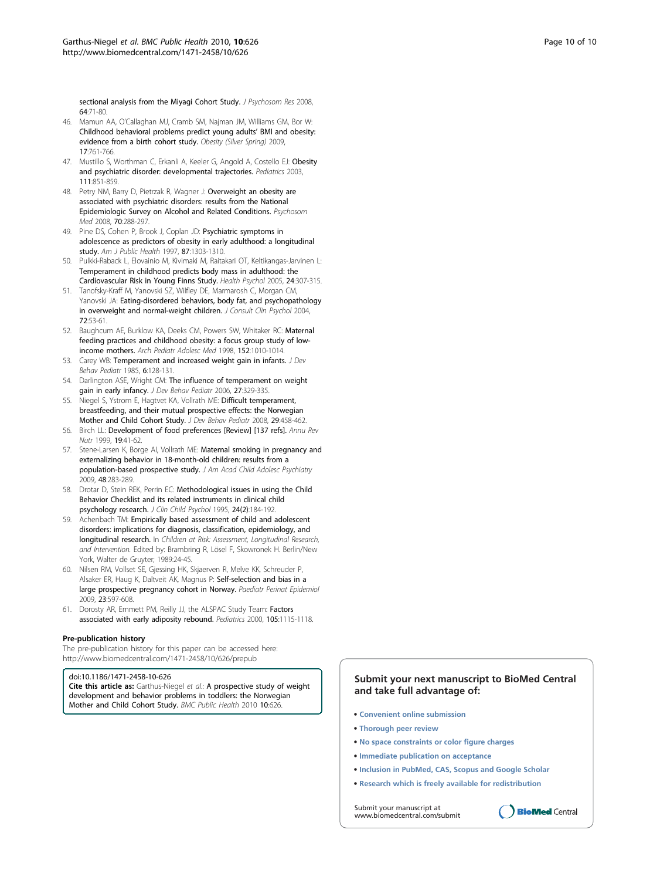sectional analysis from the Miyagi Cohort Study. *J Psychosom Res* 2008, **64**:71-80.

46. Mamun AA, O'Callaghan MJ, Cramb SM, Najman JM, Williams GM, Bor W: **Childhood behavioral problems predict young adults' BMI and obesity: evidence from a birth cohort study.** *Obesity (Silver Spring)* 2009, **17**:761-766.
47. Mustillo S, Worthman C, Erkanli A, Keeler G, Angold A, Costello EJ: **Obesity and psychiatric disorder: developmental trajectories.** *Pediatrics* 2003, **111**:851-859.
48. Petry NM, Barry D, Pietrzak R, Wagner J: **Overweight an obesity are associated with psychiatric disorders: results from the National Epidemiologic Survey on Alcohol and Related Conditions.** *Psychosom Med* 2008, **70**:288-297.
49. Pine DS, Cohen P, Brook J, Coplan JD: **Psychiatric symptoms in adolescence as predictors of obesity in early adulthood: a longitudinal study.** *Am J Public Health* 1997, **87**:1303-1310.
50. Pulkki-Raback L, Elovainio M, Kivimaki M, Raitakari OT, Keltikangas-Jarvinen L: **Temperament in childhood predicts body mass in adulthood: the Cardiovascular Risk in Young Finns Study.** *Health Psychol* 2005, **24**:307-315.
51. Tanofsky-Kraff M, Yanovski SZ, Wilfley DE, Marmarosh C, Morgan CM, Yanovski JA: **Eating-disordered behaviors, body fat, and psychopathology in overweight and normal-weight children.** *J Consult Clin Psychol* 2004, **72**:53-61.
52. Baughcum AE, Burklow KA, Deeks CM, Powers SW, Whitaker RC: **Maternal feeding practices and childhood obesity: a focus group study of low-income mothers.** *Arch Pediatr Adolesc Med* 1998, **152**:1010-1014.
53. Carey WB: **Temperament and increased weight gain in infants.** *J Dev Behav Pediatr* 1985, **6**:128-131.
54. Darlington ASE, Wright CM: **The influence of temperament on weight gain in early infancy.** *J Dev Behav Pediatr* 2006, **27**:329-335.
55. Niegel S, Ystrom E, Hagtvet KA, Vollrath ME: **Difficult temperament, breastfeeding, and their mutual prospective effects: the Norwegian Mother and Child Cohort Study.** *J Dev Behav Pediatr* 2008, **29**:458-462.
56. Birch LL: **Development of food preferences [Review] [137 refs].** *Annu Rev Nutr* 1999, **19**:41-62.
57. Stene-Larsen K, Borge AI, Vollrath ME: **Maternal smoking in pregnancy and externalizing behavior in 18-month-old children: results from a population-based prospective study.** *J Am Acad Child Adolesc Psychiatry* 2009, **48**:283-289.
58. Drotar D, Stein REK, Perrin EC: **Methodological issues in using the Child Behavior Checklist and its related instruments in clinical child psychology research.** *J Clin Child Psychol* 1995, **24(2)**:184-192.
59. Achenbach TM: **Empirically based assessment of child and adolescent disorders: implications for diagnosis, classification, epidemiology, and longitudinal research.** In *Children at Risk: Assessment, Longitudinal Research, and Intervention.* Edited by: Brambring R, Lösel F, Skowronek H. Berlin/New York, Walter de Gruyter; 1989:24-45.
60. Nilsen RM, Vollset SE, Gjessing HK, Skjaerven R, Melve KK, Schreuder P, Alsaker ER, Haug K, Daltveit AK, Magnus P: **Self-selection and bias in a large prospective pregnancy cohort in Norway.** *Paediatr Perinat Epidemiol* 2009, **23**:597-608.
61. Dorosty AR, Emmett PM, Reilly JJ, the ALSPAC Study Team: **Factors associated with early adiposity rebound.** *Pediatrics* 2000, **105**:1115-1118.

### Pre-publication history

The pre-publication history for this paper can be accessed here: http://www.biomedcentral.com/1471-2458/10/626/prepub

doi:10.1186/1471-2458-10-626

**Cite this article as:** Garthus-Niegel *et al.*: A prospective study of weight development and behavior problems in toddlers: the Norwegian Mother and Child Cohort Study. *BMC Public Health* 2010 **10**:626.

**Submit your next manuscript to BioMed Central and take full advantage of:**

- Convenient online submission
- Thorough peer review
- No space constraints or color figure charges
- Immediate publication on acceptance
- Inclusion in PubMed, CAS, Scopus and Google Scholar
- Research which is freely available for redistribution

Submit your manuscript at www.biomedcentral.com/submit

BioMed Central